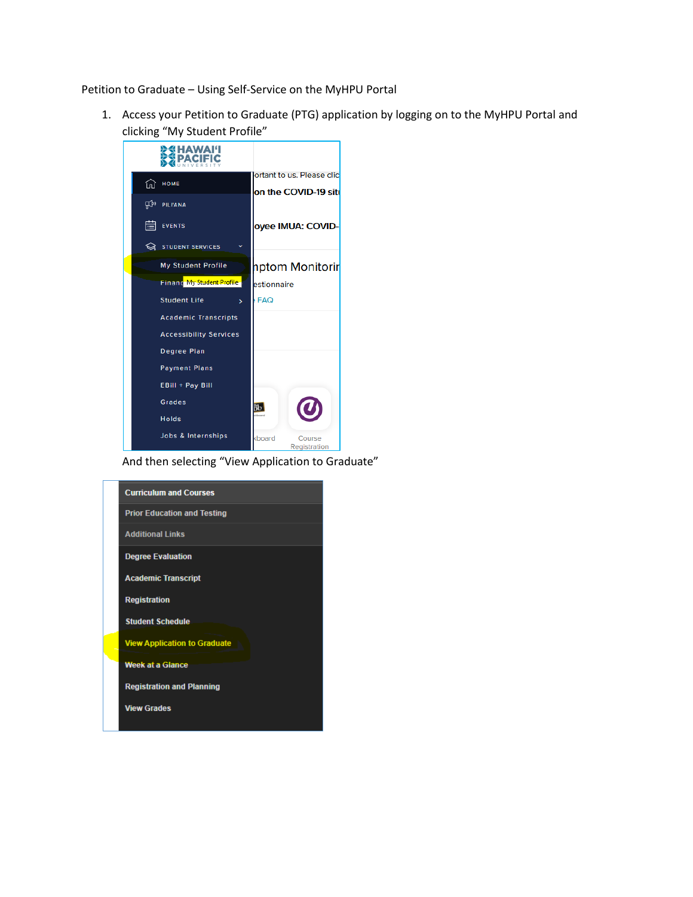Petition to Graduate – Using Self-Service on the MyHPU Portal

1. Access your Petition to Graduate (PTG) application by logging on to the MyHPU Portal and clicking "My Student Profile"

   And then selecting "View Application to Graduate"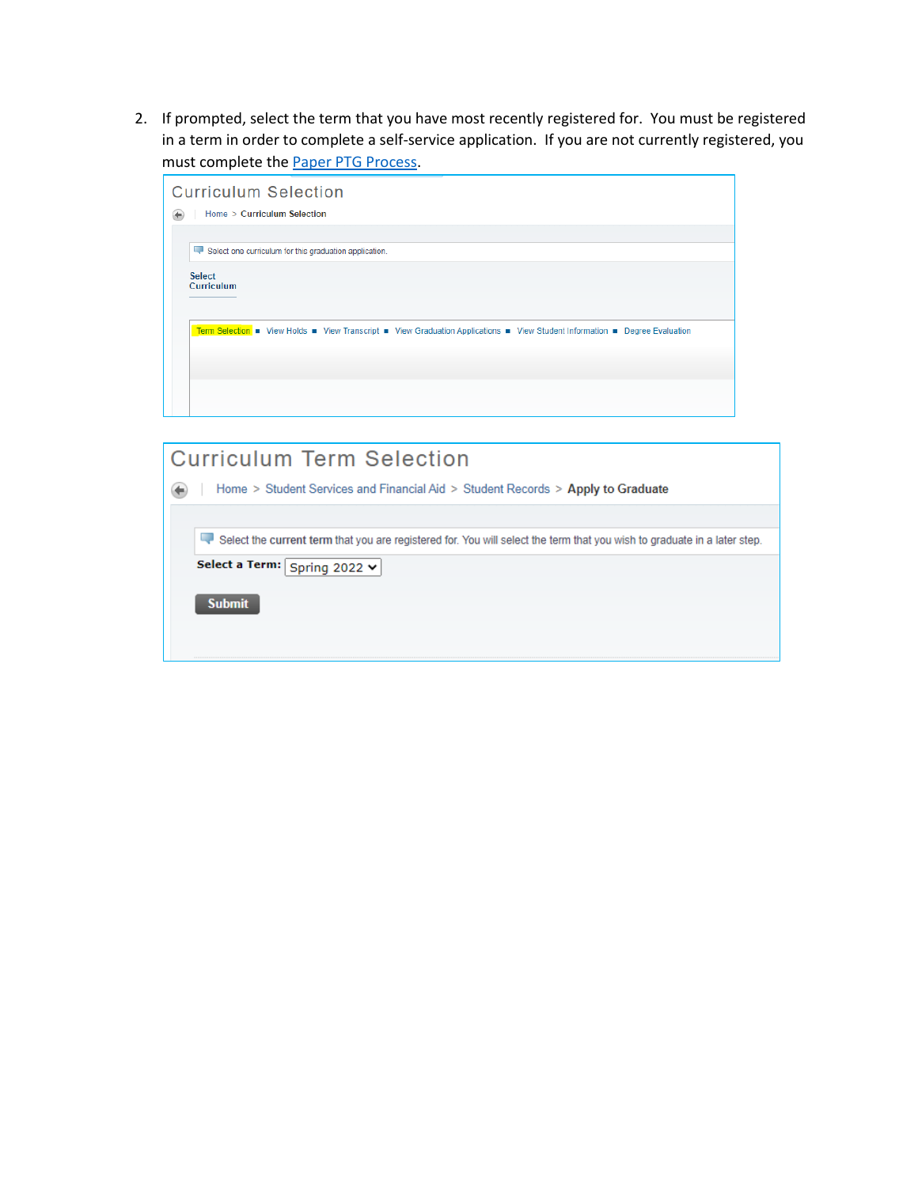2. If prompted, select the term that you have most recently registered for. You must be registered in a term in order to complete a self-service application. If you are not currently registered, you must complete the [Paper PTG Process](Paper PTG Process).

**Curriculum Selection**

Home > Curriculum Selection

Select one curriculum for this graduation application.

Select Curriculum

Term Selection ■ View Holds ■ View Transcript ■ View Graduation Applications ■ View Student Information ■ Degree Evaluation

**Curriculum Term Selection**

Home > Student Services and Financial Aid > Student Records > Apply to Graduate

Select the **current term** that you are registered for. You will select the term that you wish to graduate in a later step.

**Select a Term:** Spring 2022

Submit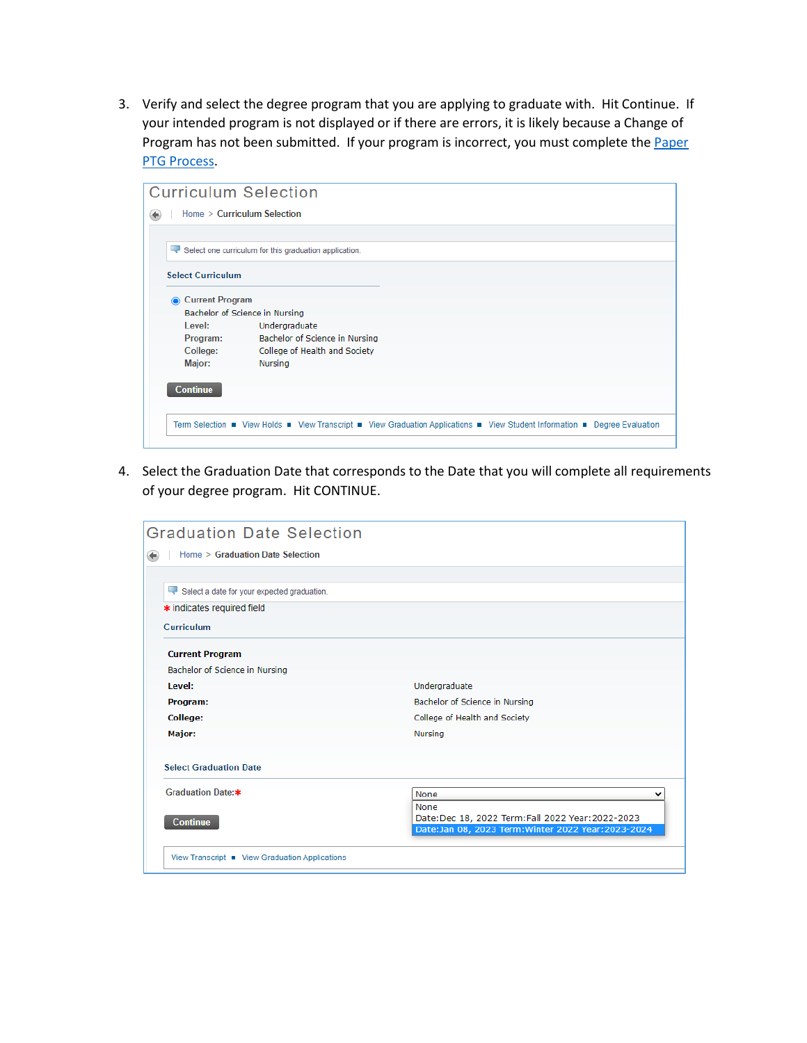3. Verify and select the degree program that you are applying to graduate with. Hit Continue. If your intended program is not displayed or if there are errors, it is likely because a Change of Program has not been submitted. If your program is incorrect, you must complete the [Paper PTG Process](#).

   **Curriculum Selection**

   Home > Curriculum Selection

   Select one curriculum for this graduation application.

   **Select Curriculum**

   ◉ Current Program
   Bachelor of Science in Nursing

   | | |
   |---|---|
   | Level: | Undergraduate |
   | Program: | Bachelor of Science in Nursing |
   | College: | College of Health and Society |
   | Major: | Nursing |

   [Continue]

   Term Selection ■ View Holds ■ View Transcript ■ View Graduation Applications ■ View Student Information ■ Degree Evaluation

4. Select the Graduation Date that corresponds to the Date that you will complete all requirements of your degree program. Hit CONTINUE.

   **Graduation Date Selection**

   Home > Graduation Date Selection

   Select a date for your expected graduation.

   * indicates required field

   **Curriculum**

   **Current Program**
   Bachelor of Science in Nursing

   | | |
   |---|---|
   | **Level:** | Undergraduate |
   | **Program:** | Bachelor of Science in Nursing |
   | **College:** | College of Health and Society |
   | **Major:** | Nursing |

   **Select Graduation Date**

   Graduation Date:* [None ▾]
   - None
   - Date:Dec 18, 2022 Term:Fall 2022 Year:2022-2023
   - Date:Jan 08, 2023 Term:Winter 2022 Year:2023-2024

   [Continue]

   View Transcript ■ View Graduation Applications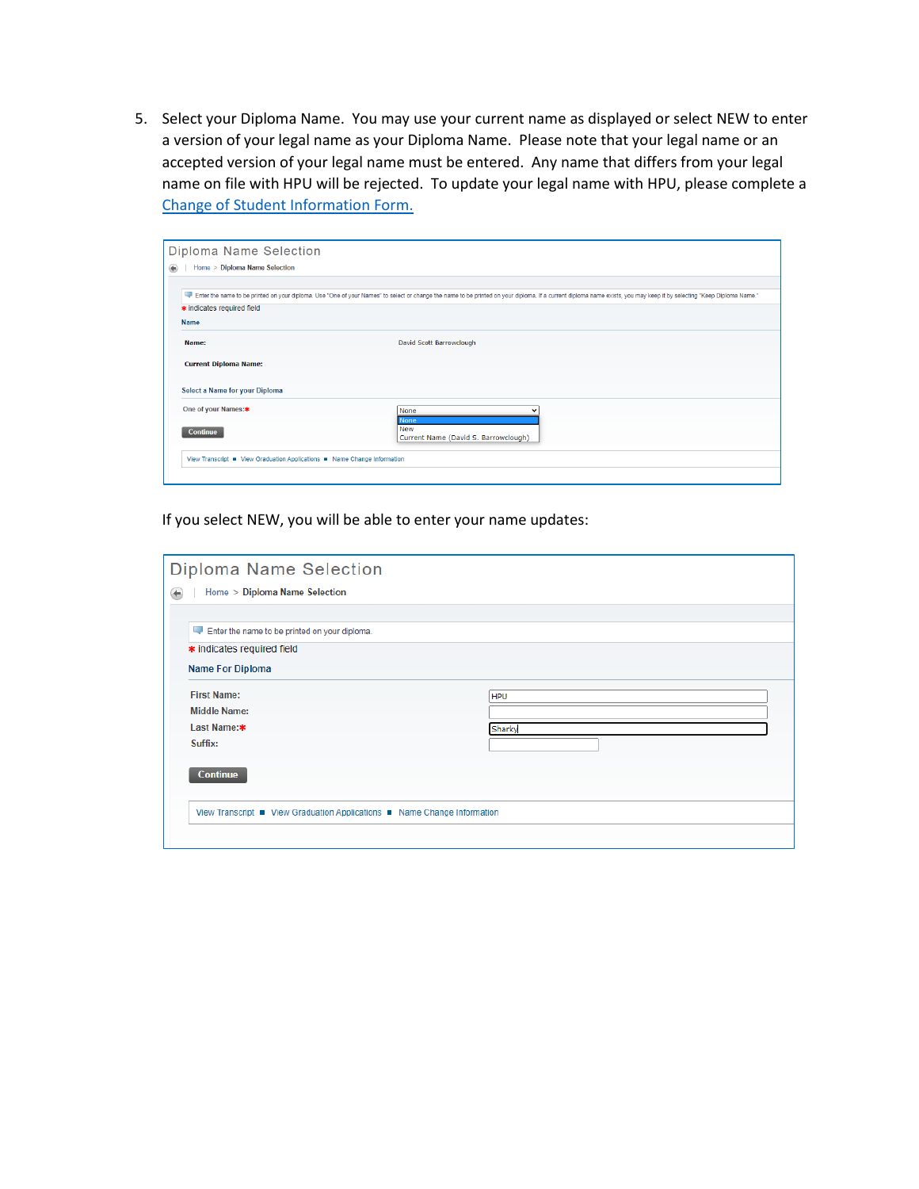5. Select your Diploma Name. You may use your current name as displayed or select NEW to enter a version of your legal name as your Diploma Name. Please note that your legal name or an accepted version of your legal name must be entered. Any name that differs from your legal name on file with HPU will be rejected. To update your legal name with HPU, please complete a [Change of Student Information Form.]()

   **Diploma Name Selection**

   Home > Diploma Name Selection

   Enter the name to be printed on your diploma. Use "One of your Names" to select or change the name to be printed on your diploma. If a current diploma name exists, you may keep it by selecting "Keep Diploma Name."

   * indicates required field

   **Name**

   **Name:** David Scott Barrowclough

   **Current Diploma Name:**

   **Select a Name for your Diploma**

   One of your Names:* None / None / New / Current Name (David S. Barrowclough)

   Continue

   View Transcript ■ View Graduation Applications ■ Name Change Information

   If you select NEW, you will be able to enter your name updates:

   **Diploma Name Selection**

   Home > Diploma Name Selection

   Enter the name to be printed on your diploma.

   * indicates required field

   **Name For Diploma**

   **First Name:** HPU

   **Middle Name:**

   **Last Name:*** Sharky

   **Suffix:**

   Continue

   View Transcript ■ View Graduation Applications ■ Name Change Information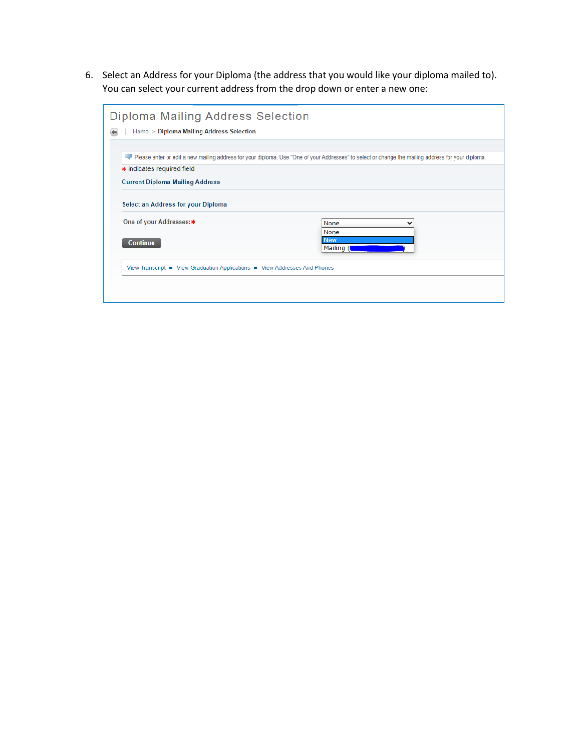6. Select an Address for your Diploma (the address that you would like your diploma mailed to). You can select your current address from the drop down or enter a new one:

Diploma Mailing Address Selection

Home > Diploma Mailing Address Selection

Please enter or edit a new mailing address for your diploma. Use "One of your Addresses" to select or change the mailing address for your diploma.

* indicates required field

Current Diploma Mailing Address

Select an Address for your Diploma

One of your Addresses:*

None

None

New

Mailing (

Continue

View Transcript ■ View Graduation Applications ■ View Addresses And Phones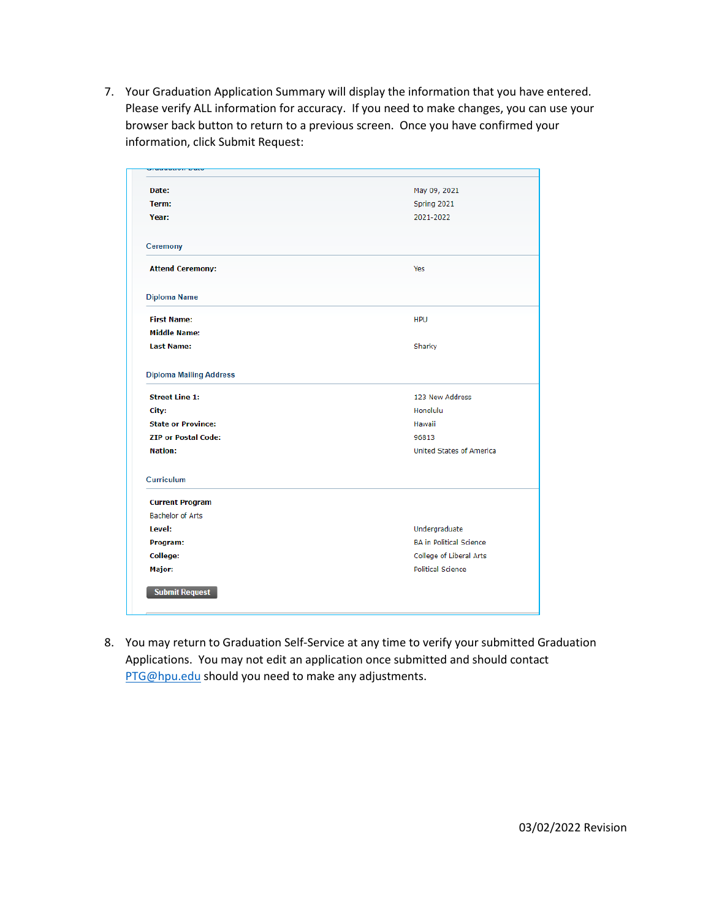7. Your Graduation Application Summary will display the information that you have entered. Please verify ALL information for accuracy. If you need to make changes, you can use your browser back button to return to a previous screen. Once you have confirmed your information, click Submit Request:

Graduation Date

| | |
|---|---|
| **Date:** | May 09, 2021 |
| **Term:** | Spring 2021 |
| **Year:** | 2021-2022 |

Ceremony

| | |
|---|---|
| **Attend Ceremony:** | Yes |

Diploma Name

| | |
|---|---|
| **First Name:** | HPU |
| **Middle Name:** | |
| **Last Name:** | Sharky |

Diploma Mailing Address

| | |
|---|---|
| **Street Line 1:** | 123 New Address |
| **City:** | Honolulu |
| **State or Province:** | Hawaii |
| **ZIP or Postal Code:** | 96813 |
| **Nation:** | United States of America |

Curriculum

**Current Program**

Bachelor of Arts

| | |
|---|---|
| **Level:** | Undergraduate |
| **Program:** | BA in Political Science |
| **College:** | College of Liberal Arts |
| **Major:** | Political Science |

Submit Request

8. You may return to Graduation Self-Service at any time to verify your submitted Graduation Applications. You may not edit an application once submitted and should contact PTG@hpu.edu should you need to make any adjustments.

03/02/2022 Revision